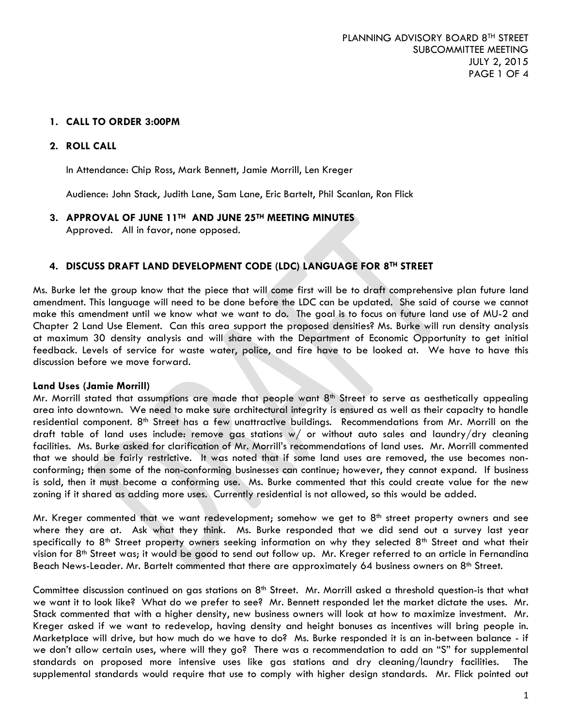PLANNING ADVISORY BOARD 8TH STREET
SUBCOMMITTEE MEETING
JULY 2, 2015

1. **CALL TO ORDER 3:00PM**

2. **ROLL CALL**

   In Attendance: Chip Ross, Mark Bennett, Jamie Morrill, Len Kreger

   Audience: John Stack, Judith Lane, Sam Lane, Eric Bartelt, Phil Scanlan, Ron Flick

3. **APPROVAL OF JUNE 11TH AND JUNE 25TH MEETING MINUTES**
   Approved. All in favor, none opposed.

4. **DISCUSS DRAFT LAND DEVELOPMENT CODE (LDC) LANGUAGE FOR 8TH STREET**

Ms. Burke let the group know that the piece that will come first will be to draft comprehensive plan future land amendment. This language will need to be done before the LDC can be updated. She said of course we cannot make this amendment until we know what we want to do. The goal is to focus on future land use of MU-2 and Chapter 2 Land Use Element. Can this area support the proposed densities? Ms. Burke will run density analysis at maximum 30 density analysis and will share with the Department of Economic Opportunity to get initial feedback. Levels of service for waste water, police, and fire have to be looked at. We have to have this discussion before we move forward.

**Land Uses (Jamie Morrill)**
Mr. Morrill stated that assumptions are made that people want 8th Street to serve as aesthetically appealing area into downtown. We need to make sure architectural integrity is ensured as well as their capacity to handle residential component. 8th Street has a few unattractive buildings. Recommendations from Mr. Morrill on the draft table of land uses include: remove gas stations w/ or without auto sales and laundry/dry cleaning facilities. Ms. Burke asked for clarification of Mr. Morrill's recommendations of land uses. Mr. Morrill commented that we should be fairly restrictive. It was noted that if some land uses are removed, the use becomes non-conforming; then some of the non-conforming businesses can continue; however, they cannot expand. If business is sold, then it must become a conforming use. Ms. Burke commented that this could create value for the new zoning if it shared as adding more uses. Currently residential is not allowed, so this would be added.

Mr. Kreger commented that we want redevelopment; somehow we get to 8th street property owners and see where they are at. Ask what they think. Ms. Burke responded that we did send out a survey last year specifically to 8th Street property owners seeking information on why they selected 8th Street and what their vision for 8th Street was; it would be good to send out follow up. Mr. Kreger referred to an article in Fernandina Beach News-Leader. Mr. Bartelt commented that there are approximately 64 business owners on 8th Street.

Committee discussion continued on gas stations on 8th Street. Mr. Morrill asked a threshold question-is that what we want it to look like? What do we prefer to see? Mr. Bennett responded let the market dictate the uses. Mr. Stack commented that with a higher density, new business owners will look at how to maximize investment. Mr. Kreger asked if we want to redevelop, having density and height bonuses as incentives will bring people in. Marketplace will drive, but how much do we have to do? Ms. Burke responded it is an in-between balance - if we don't allow certain uses, where will they go? There was a recommendation to add an "S" for supplemental standards on proposed more intensive uses like gas stations and dry cleaning/laundry facilities. The supplemental standards would require that use to comply with higher design standards. Mr. Flick pointed out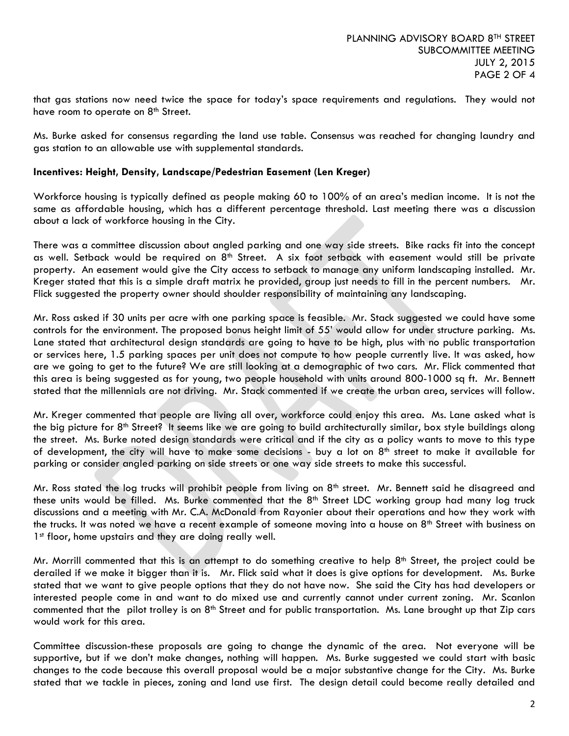that gas stations now need twice the space for today's space requirements and regulations. They would not have room to operate on 8th Street.

Ms. Burke asked for consensus regarding the land use table. Consensus was reached for changing laundry and gas station to an allowable use with supplemental standards.

**Incentives: Height, Density, Landscape/Pedestrian Easement (Len Kreger)**

Workforce housing is typically defined as people making 60 to 100% of an area's median income. It is not the same as affordable housing, which has a different percentage threshold. Last meeting there was a discussion about a lack of workforce housing in the City.

There was a committee discussion about angled parking and one way side streets. Bike racks fit into the concept as well. Setback would be required on 8th Street. A six foot setback with easement would still be private property. An easement would give the City access to setback to manage any uniform landscaping installed. Mr. Kreger stated that this is a simple draft matrix he provided, group just needs to fill in the percent numbers. Mr. Flick suggested the property owner should shoulder responsibility of maintaining any landscaping.

Mr. Ross asked if 30 units per acre with one parking space is feasible. Mr. Stack suggested we could have some controls for the environment. The proposed bonus height limit of 55' would allow for under structure parking. Ms. Lane stated that architectural design standards are going to have to be high, plus with no public transportation or services here, 1.5 parking spaces per unit does not compute to how people currently live. It was asked, how are we going to get to the future? We are still looking at a demographic of two cars. Mr. Flick commented that this area is being suggested as for young, two people household with units around 800-1000 sq ft. Mr. Bennett stated that the millennials are not driving. Mr. Stack commented if we create the urban area, services will follow.

Mr. Kreger commented that people are living all over, workforce could enjoy this area. Ms. Lane asked what is the big picture for 8th Street? It seems like we are going to build architecturally similar, box style buildings along the street. Ms. Burke noted design standards were critical and if the city as a policy wants to move to this type of development, the city will have to make some decisions - buy a lot on 8th street to make it available for parking or consider angled parking on side streets or one way side streets to make this successful.

Mr. Ross stated the log trucks will prohibit people from living on 8th street. Mr. Bennett said he disagreed and these units would be filled. Ms. Burke commented that the 8th Street LDC working group had many log truck discussions and a meeting with Mr. C.A. McDonald from Rayonier about their operations and how they work with the trucks. It was noted we have a recent example of someone moving into a house on 8th Street with business on 1st floor, home upstairs and they are doing really well.

Mr. Morrill commented that this is an attempt to do something creative to help 8th Street, the project could be derailed if we make it bigger than it is. Mr. Flick said what it does is give options for development. Ms. Burke stated that we want to give people options that they do not have now. She said the City has had developers or interested people come in and want to do mixed use and currently cannot under current zoning. Mr. Scanlon commented that the pilot trolley is on 8th Street and for public transportation. Ms. Lane brought up that Zip cars would work for this area.

Committee discussion-these proposals are going to change the dynamic of the area. Not everyone will be supportive, but if we don't make changes, nothing will happen. Ms. Burke suggested we could start with basic changes to the code because this overall proposal would be a major substantive change for the City. Ms. Burke stated that we tackle in pieces, zoning and land use first. The design detail could become really detailed and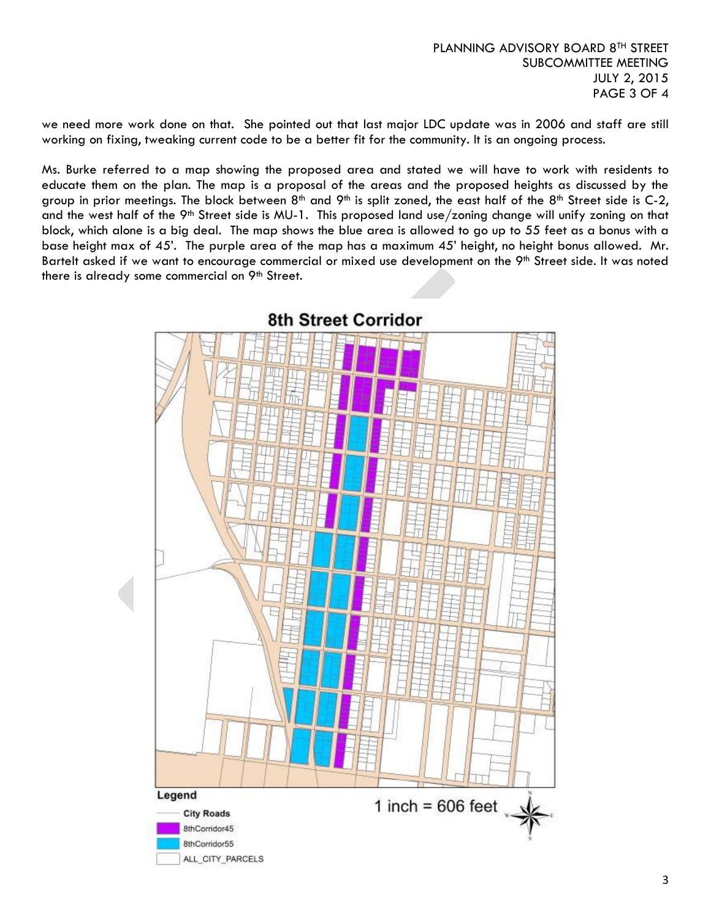we need more work done on that. She pointed out that last major LDC update was in 2006 and staff are still working on fixing, tweaking current code to be a better fit for the community. It is an ongoing process.

Ms. Burke referred to a map showing the proposed area and stated we will have to work with residents to educate them on the plan. The map is a proposal of the areas and the proposed heights as discussed by the group in prior meetings. The block between 8th and 9th is split zoned, the east half of the 8th Street side is C-2, and the west half of the 9th Street side is MU-1. This proposed land use/zoning change will unify zoning on that block, which alone is a big deal. The map shows the blue area is allowed to go up to 55 feet as a bonus with a base height max of 45'. The purple area of the map has a maximum 45' height, no height bonus allowed. Mr. Bartelt asked if we want to encourage commercial or mixed use development on the 9th Street side. It was noted there is already some commercial on 9th Street.

**8th Street Corridor**

Legend

- City Roads
- 8thCorridor45
- 8thCorridor55
- ALL_CITY_PARCELS

1 inch = 606 feet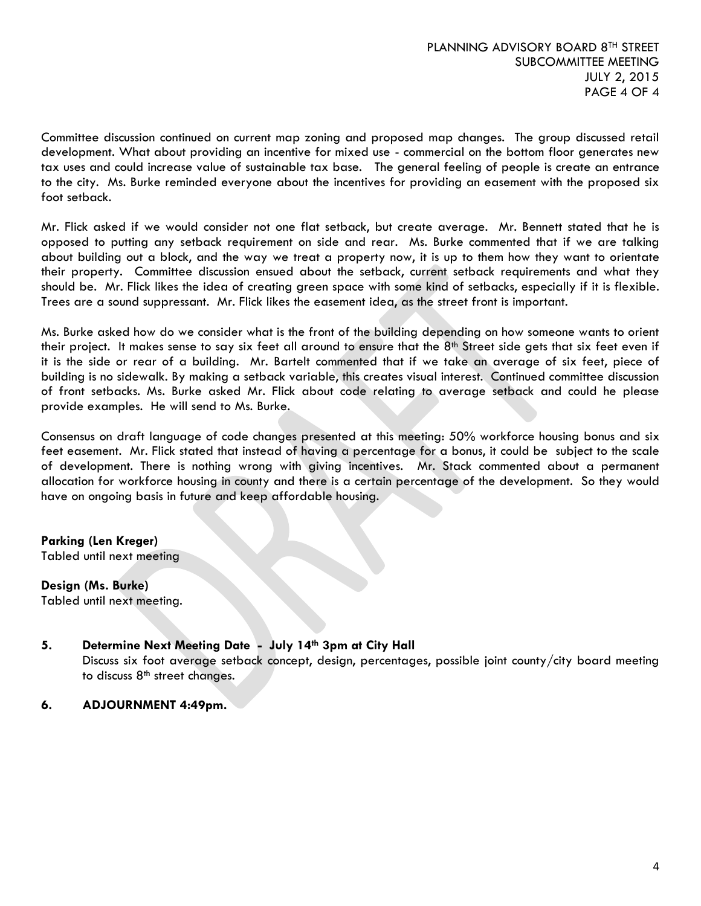Committee discussion continued on current map zoning and proposed map changes. The group discussed retail development. What about providing an incentive for mixed use - commercial on the bottom floor generates new tax uses and could increase value of sustainable tax base. The general feeling of people is create an entrance to the city. Ms. Burke reminded everyone about the incentives for providing an easement with the proposed six foot setback.

Mr. Flick asked if we would consider not one flat setback, but create average. Mr. Bennett stated that he is opposed to putting any setback requirement on side and rear. Ms. Burke commented that if we are talking about building out a block, and the way we treat a property now, it is up to them how they want to orientate their property. Committee discussion ensued about the setback, current setback requirements and what they should be. Mr. Flick likes the idea of creating green space with some kind of setbacks, especially if it is flexible. Trees are a sound suppressant. Mr. Flick likes the easement idea, as the street front is important.

Ms. Burke asked how do we consider what is the front of the building depending on how someone wants to orient their project. It makes sense to say six feet all around to ensure that the 8th Street side gets that six feet even if it is the side or rear of a building. Mr. Bartelt commented that if we take an average of six feet, piece of building is no sidewalk. By making a setback variable, this creates visual interest. Continued committee discussion of front setbacks. Ms. Burke asked Mr. Flick about code relating to average setback and could he please provide examples. He will send to Ms. Burke.

Consensus on draft language of code changes presented at this meeting: 50% workforce housing bonus and six feet easement. Mr. Flick stated that instead of having a percentage for a bonus, it could be subject to the scale of development. There is nothing wrong with giving incentives. Mr. Stack commented about a permanent allocation for workforce housing in county and there is a certain percentage of the development. So they would have on ongoing basis in future and keep affordable housing.

**Parking (Len Kreger)**
Tabled until next meeting

**Design (Ms. Burke)**
Tabled until next meeting.

5. **Determine Next Meeting Date - July 14th 3pm at City Hall**
   Discuss six foot average setback concept, design, percentages, possible joint county/city board meeting to discuss 8th street changes.

6. **ADJOURNMENT 4:49pm.**